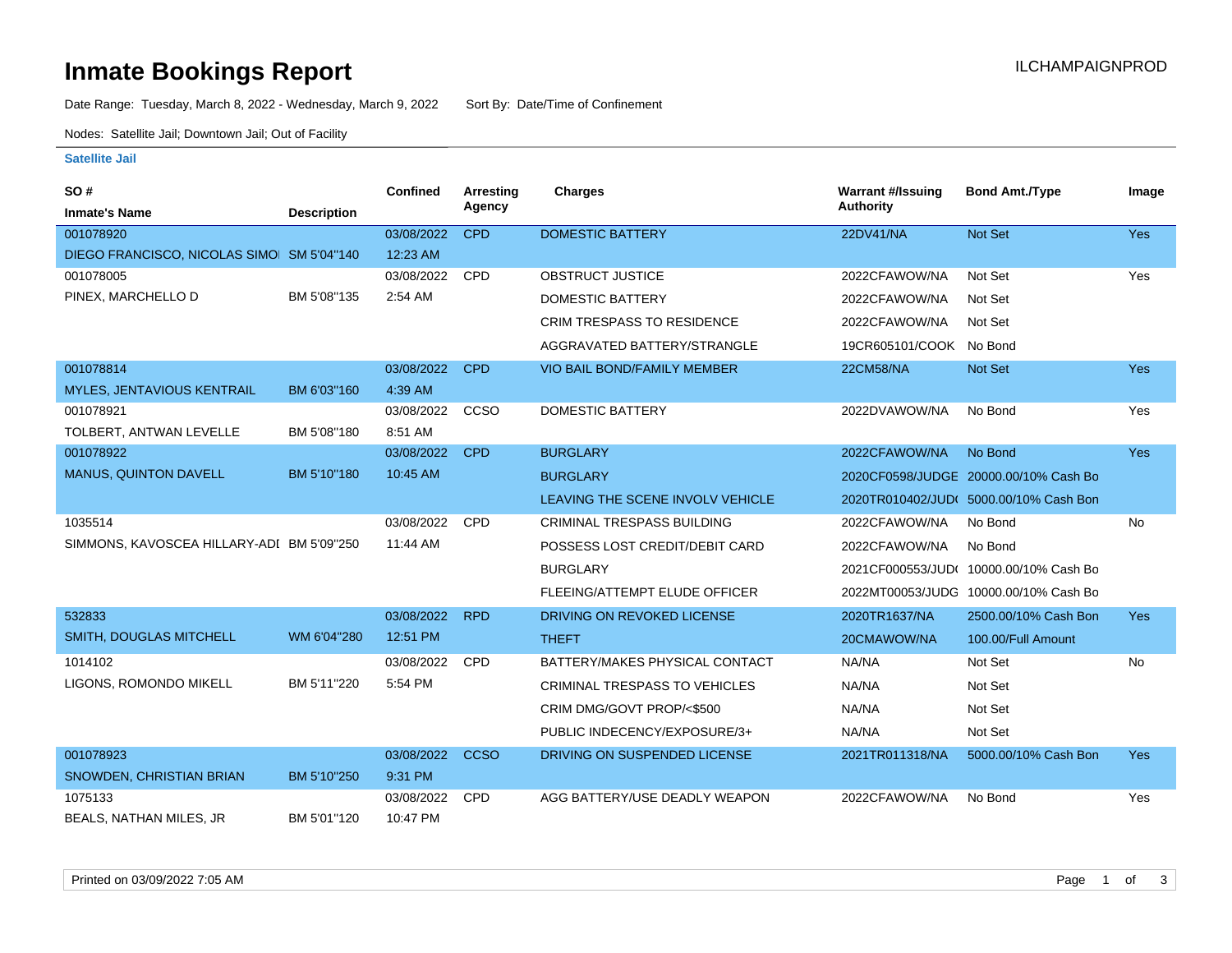# Inmate Bookings Report

ILCHAMPAIGNPROD

Date Range: Tuesday, March 8, 2022 - Wednesday, March 9, 2022 Sort By: Date/Time of Confinement

Nodes: Satellite Jail; Downtown Jail; Out of Facility

### Satellite Jail

| SO # / Inmate's Name | Description | Confined | Arresting Agency | Charges | Warrant #/Issuing Authority | Bond Amt./Type | Image |
|---|---|---|---|---|---|---|---|
| 001078920 | | 03/08/2022 | CPD | DOMESTIC BATTERY | 22DV41/NA | Not Set | Yes |
| DIEGO FRANCISCO, NICOLAS SIMO | SM 5'04"140 | 12:23 AM | | | | | |
| 001078005 | | 03/08/2022 | CPD | OBSTRUCT JUSTICE | 2022CFAWOW/NA | Not Set | Yes |
| PINEX, MARCHELLO D | BM 5'08"135 | 2:54 AM | | DOMESTIC BATTERY | 2022CFAWOW/NA | Not Set | |
| | | | | CRIM TRESPASS TO RESIDENCE | 2022CFAWOW/NA | Not Set | |
| | | | | AGGRAVATED BATTERY/STRANGLE | 19CR605101/COOK | No Bond | |
| 001078814 | | 03/08/2022 | CPD | VIO BAIL BOND/FAMILY MEMBER | 22CM58/NA | Not Set | Yes |
| MYLES, JENTAVIOUS KENTRAIL | BM 6'03"160 | 4:39 AM | | | | | |
| 001078921 | | 03/08/2022 | CCSO | DOMESTIC BATTERY | 2022DVAWOW/NA | No Bond | Yes |
| TOLBERT, ANTWAN LEVELLE | BM 5'08"180 | 8:51 AM | | | | | |
| 001078922 | | 03/08/2022 | CPD | BURGLARY | 2022CFAWOW/NA | No Bond | Yes |
| MANUS, QUINTON DAVELL | BM 5'10"180 | 10:45 AM | | BURGLARY | 2020CF0598/JUDGE | 20000.00/10% Cash Bo | |
| | | | | LEAVING THE SCENE INVOLV VEHICLE | 2020TR010402/JUD | 5000.00/10% Cash Bon | |
| 1035514 | | 03/08/2022 | CPD | CRIMINAL TRESPASS BUILDING | 2022CFAWOW/NA | No Bond | No |
| SIMMONS, KAVOSCEA HILLARY-ADI | BM 5'09"250 | 11:44 AM | | POSSESS LOST CREDIT/DEBIT CARD | 2022CFAWOW/NA | No Bond | |
| | | | | BURGLARY | 2021CF000553/JUD | 10000.00/10% Cash Bo | |
| | | | | FLEEING/ATTEMPT ELUDE OFFICER | 2022MT00053/JUDG | 10000.00/10% Cash Bo | |
| 532833 | | 03/08/2022 | RPD | DRIVING ON REVOKED LICENSE | 2020TR1637/NA | 2500.00/10% Cash Bon | Yes |
| SMITH, DOUGLAS MITCHELL | WM 6'04"280 | 12:51 PM | | THEFT | 20CMAWOW/NA | 100.00/Full Amount | |
| 1014102 | | 03/08/2022 | CPD | BATTERY/MAKES PHYSICAL CONTACT | NA/NA | Not Set | No |
| LIGONS, ROMONDO MIKELL | BM 5'11"220 | 5:54 PM | | CRIMINAL TRESPASS TO VEHICLES | NA/NA | Not Set | |
| | | | | CRIM DMG/GOVT PROP/<$500 | NA/NA | Not Set | |
| | | | | PUBLIC INDECENCY/EXPOSURE/3+ | NA/NA | Not Set | |
| 001078923 | | 03/08/2022 | CCSO | DRIVING ON SUSPENDED LICENSE | 2021TR011318/NA | 5000.00/10% Cash Bon | Yes |
| SNOWDEN, CHRISTIAN BRIAN | BM 5'10"250 | 9:31 PM | | | | | |
| 1075133 | | 03/08/2022 | CPD | AGG BATTERY/USE DEADLY WEAPON | 2022CFAWOW/NA | No Bond | Yes |
| BEALS, NATHAN MILES, JR | BM 5'01"120 | 10:47 PM | | | | | |

Printed on 03/09/2022 7:05 AM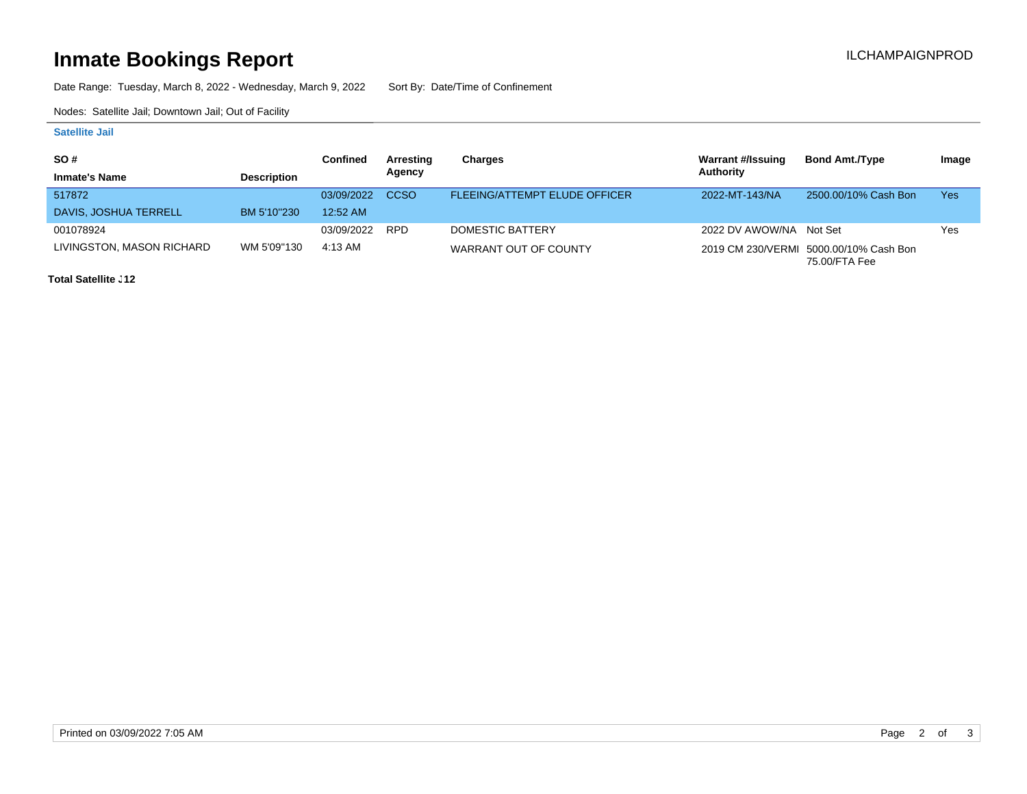# Inmate Bookings Report

Date Range: Tuesday, March 8, 2022 - Wednesday, March 9, 2022    Sort By: Date/Time of Confinement

Nodes: Satellite Jail; Downtown Jail; Out of Facility

**Satellite Jail**

| SO # / Inmate's Name | Description | Confined | Arresting Agency | Charges | Warrant #/Issuing Authority | Bond Amt./Type | Image |
|---|---|---|---|---|---|---|---|
| 517872<br>DAVIS, JOSHUA TERRELL | BM 5'10"230 | 03/09/2022<br>12:52 AM | CCSO | FLEEING/ATTEMPT ELUDE OFFICER | 2022-MT-143/NA | 2500.00/10% Cash Bon | Yes |
| 001078924<br>LIVINGSTON, MASON RICHARD | WM 5'09"130 | 03/09/2022<br>4:13 AM | RPD | DOMESTIC BATTERY<br>WARRANT OUT OF COUNTY | 2022 DV AWOW/NA<br>2019 CM 230/VERMI | Not Set<br>5000.00/10% Cash Bon<br>75.00/FTA Fee | Yes |

**Total Satellite J12**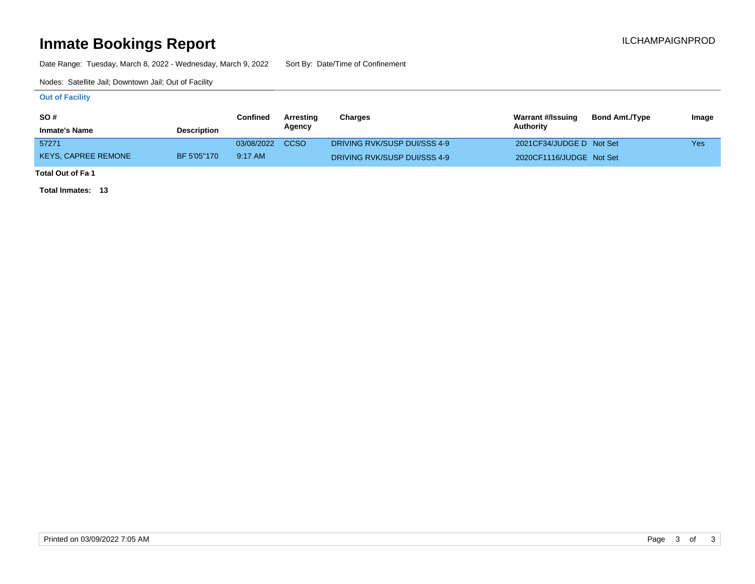# Inmate Bookings Report

ILCHAMPAIGNPROD

Date Range: Tuesday, March 8, 2022 - Wednesday, March 9, 2022    Sort By: Date/Time of Confinement

Nodes: Satellite Jail; Downtown Jail; Out of Facility

### Out of Facility

| SO # / Inmate's Name | Description | Confined | Arresting Agency | Charges | Warrant #/Issuing Authority | Bond Amt./Type | Image |
|---|---|---|---|---|---|---|---|
| 57271 | | 03/08/2022 | CCSO | DRIVING RVK/SUSP DUI/SSS 4-9 | 2021CF34/JUDGE D | Not Set | Yes |
| KEYS, CAPREE REMONE | BF 5'05"170 | 9:17 AM | | DRIVING RVK/SUSP DUI/SSS 4-9 | 2020CF1116/JUDGE | Not Set | |

**Total Out of Fa 1**

**Total Inmates: 13**

Printed on 03/09/2022 7:05 AM